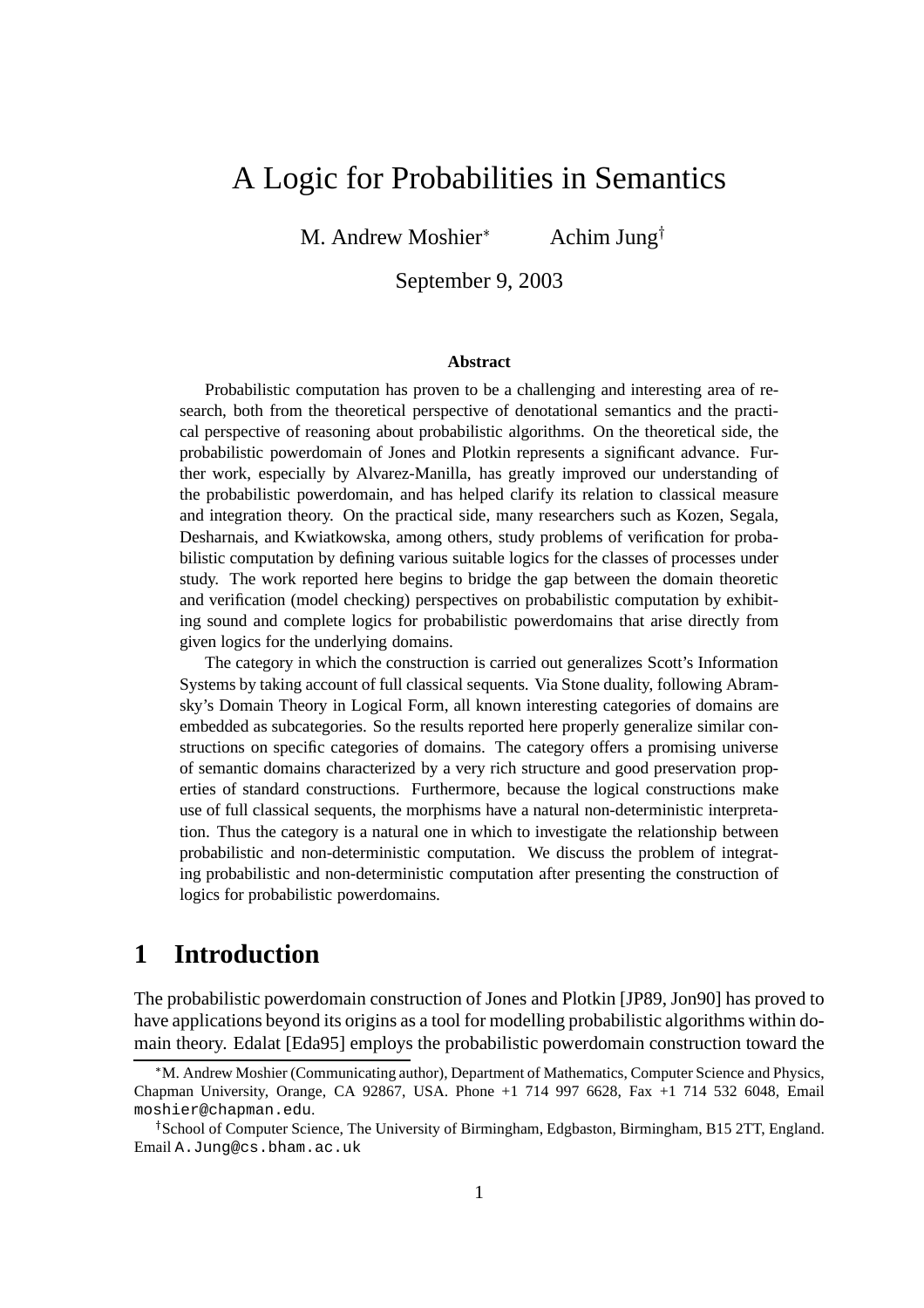# A Logic for Probabilities in Semantics

M. Andrew Moshier* Achim Jung†

September 9, 2003

**Abstract**

Probabilistic computation has proven to be a challenging and interesting area of research, both from the theoretical perspective of denotational semantics and the practical perspective of reasoning about probabilistic algorithms. On the theoretical side, the probabilistic powerdomain of Jones and Plotkin represents a significant advance. Further work, especially by Alvarez-Manilla, has greatly improved our understanding of the probabilistic powerdomain, and has helped clarify its relation to classical measure and integration theory. On the practical side, many researchers such as Kozen, Segala, Desharnais, and Kwiatkowska, among others, study problems of verification for probabilistic computation by defining various suitable logics for the classes of processes under study. The work reported here begins to bridge the gap between the domain theoretic and verification (model checking) perspectives on probabilistic computation by exhibiting sound and complete logics for probabilistic powerdomains that arise directly from given logics for the underlying domains.

The category in which the construction is carried out generalizes Scott's Information Systems by taking account of full classical sequents. Via Stone duality, following Abramsky's Domain Theory in Logical Form, all known interesting categories of domains are embedded as subcategories. So the results reported here properly generalize similar constructions on specific categories of domains. The category offers a promising universe of semantic domains characterized by a very rich structure and good preservation properties of standard constructions. Furthermore, because the logical constructions make use of full classical sequents, the morphisms have a natural non-deterministic interpretation. Thus the category is a natural one in which to investigate the relationship between probabilistic and non-deterministic computation. We discuss the problem of integrating probabilistic and non-deterministic computation after presenting the construction of logics for probabilistic powerdomains.

## 1 Introduction

The probabilistic powerdomain construction of Jones and Plotkin [JP89, Jon90] has proved to have applications beyond its origins as a tool for modelling probabilistic algorithms within domain theory. Edalat [Eda95] employs the probabilistic powerdomain construction toward the

*M. Andrew Moshier (Communicating author), Department of Mathematics, Computer Science and Physics, Chapman University, Orange, CA 92867, USA. Phone +1 714 997 6628, Fax +1 714 532 6048, Email moshier@chapman.edu.

†School of Computer Science, The University of Birmingham, Edgbaston, Birmingham, B15 2TT, England. Email A.Jung@cs.bham.ac.uk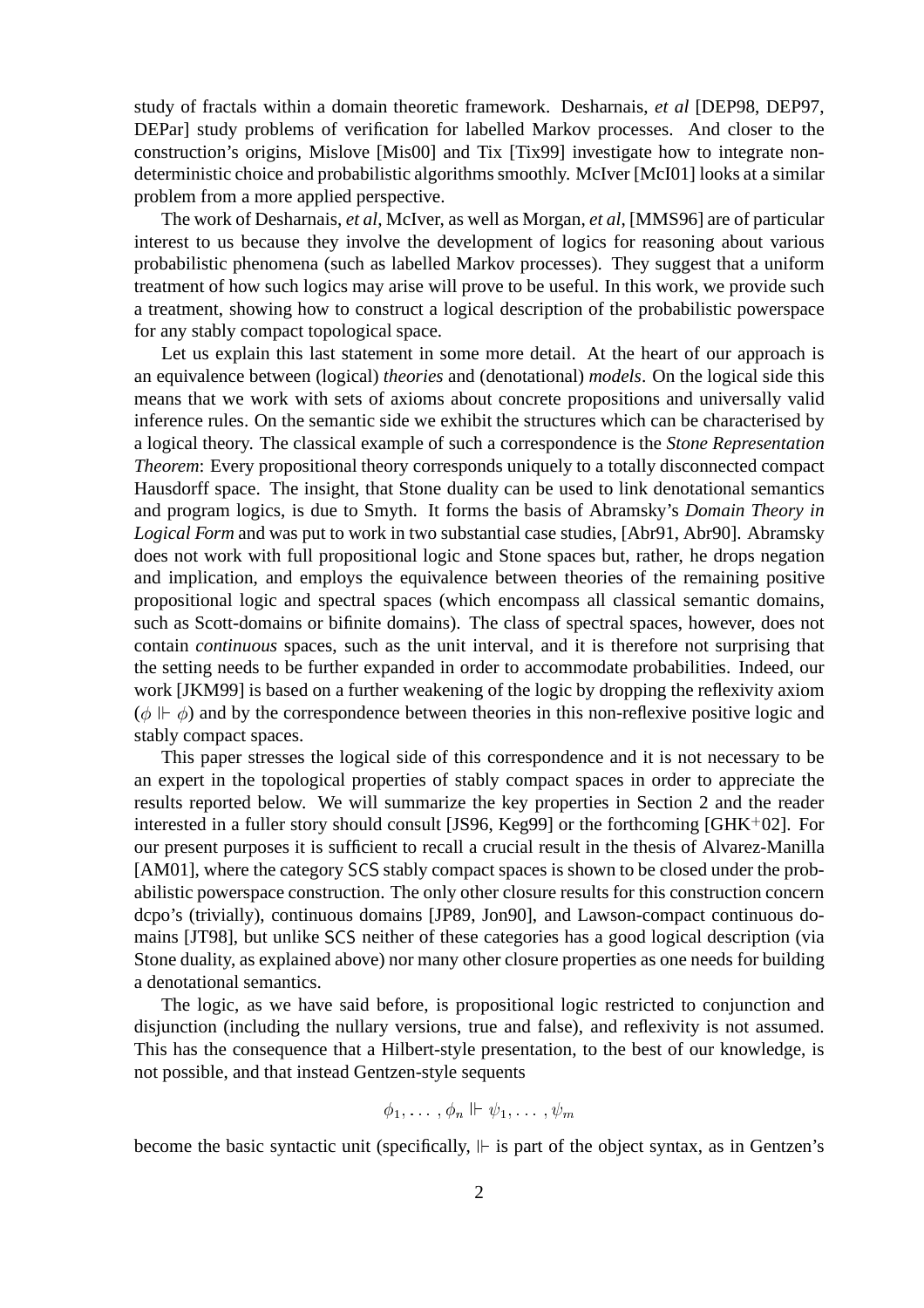study of fractals within a domain theoretic framework. Desharnais, *et al* [DEP98, DEP97, DEPar] study problems of verification for labelled Markov processes. And closer to the construction's origins, Mislove [Mis00] and Tix [Tix99] investigate how to integrate nondeterministic choice and probabilistic algorithms smoothly. McIver [McI01] looks at a similar problem from a more applied perspective.

The work of Desharnais, *et al*, McIver, as well as Morgan, *et al*, [MMS96] are of particular interest to us because they involve the development of logics for reasoning about various probabilistic phenomena (such as labelled Markov processes). They suggest that a uniform treatment of how such logics may arise will prove to be useful. In this work, we provide such a treatment, showing how to construct a logical description of the probabilistic powerspace for any stably compact topological space.

Let us explain this last statement in some more detail. At the heart of our approach is an equivalence between (logical) *theories* and (denotational) *models*. On the logical side this means that we work with sets of axioms about concrete propositions and universally valid inference rules. On the semantic side we exhibit the structures which can be characterised by a logical theory. The classical example of such a correspondence is the *Stone Representation Theorem*: Every propositional theory corresponds uniquely to a totally disconnected compact Hausdorff space. The insight, that Stone duality can be used to link denotational semantics and program logics, is due to Smyth. It forms the basis of Abramsky's *Domain Theory in Logical Form* and was put to work in two substantial case studies, [Abr91, Abr90]. Abramsky does not work with full propositional logic and Stone spaces but, rather, he drops negation and implication, and employs the equivalence between theories of the remaining positive propositional logic and spectral spaces (which encompass all classical semantic domains, such as Scott-domains or bifinite domains). The class of spectral spaces, however, does not contain *continuous* spaces, such as the unit interval, and it is therefore not surprising that the setting needs to be further expanded in order to accommodate probabilities. Indeed, our work [JKM99] is based on a further weakening of the logic by dropping the reflexivity axiom ($\phi \Vdash \phi$) and by the correspondence between theories in this non-reflexive positive logic and stably compact spaces.

This paper stresses the logical side of this correspondence and it is not necessary to be an expert in the topological properties of stably compact spaces in order to appreciate the results reported below. We will summarize the key properties in Section 2 and the reader interested in a fuller story should consult [JS96, Keg99] or the forthcoming [GHK+02]. For our present purposes it is sufficient to recall a crucial result in the thesis of Alvarez-Manilla [AM01], where the category SCS stably compact spaces is shown to be closed under the probabilistic powerspace construction. The only other closure results for this construction concern dcpo's (trivially), continuous domains [JP89, Jon90], and Lawson-compact continuous domains [JT98], but unlike SCS neither of these categories has a good logical description (via Stone duality, as explained above) nor many other closure properties as one needs for building a denotational semantics.

The logic, as we have said before, is propositional logic restricted to conjunction and disjunction (including the nullary versions, true and false), and reflexivity is not assumed. This has the consequence that a Hilbert-style presentation, to the best of our knowledge, is not possible, and that instead Gentzen-style sequents

$$\phi_1, \ldots, \phi_n \Vdash \psi_1, \ldots, \psi_m$$

become the basic syntactic unit (specifically, $\Vdash$ is part of the object syntax, as in Gentzen's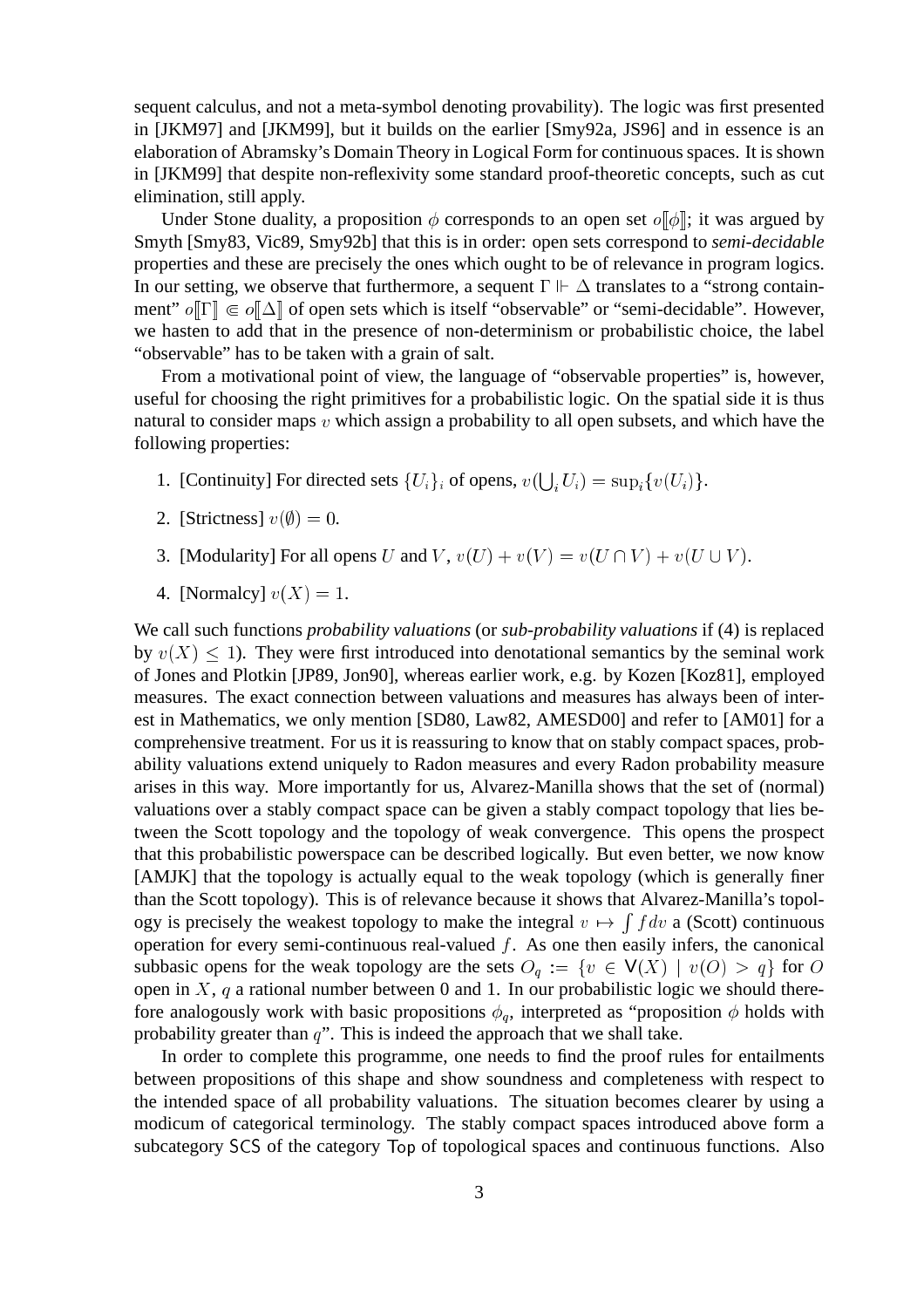sequent calculus, and not a meta-symbol denoting provability). The logic was first presented in [JKM97] and [JKM99], but it builds on the earlier [Smy92a, JS96] and in essence is an elaboration of Abramsky's Domain Theory in Logical Form for continuous spaces. It is shown in [JKM99] that despite non-reflexivity some standard proof-theoretic concepts, such as cut elimination, still apply.

Under Stone duality, a proposition $\phi$ corresponds to an open set $o[\![\phi]\!]$; it was argued by Smyth [Smy83, Vic89, Smy92b] that this is in order: open sets correspond to *semi-decidable* properties and these are precisely the ones which ought to be of relevance in program logics. In our setting, we observe that furthermore, a sequent $\Gamma \Vdash \Delta$ translates to a "strong containment" $o[\![\Gamma]\!] \Subset o[\![\Delta]\!]$ of open sets which is itself "observable" or "semi-decidable". However, we hasten to add that in the presence of non-determinism or probabilistic choice, the label "observable" has to be taken with a grain of salt.

From a motivational point of view, the language of "observable properties" is, however, useful for choosing the right primitives for a probabilistic logic. On the spatial side it is thus natural to consider maps $v$ which assign a probability to all open subsets, and which have the following properties:

1. [Continuity] For directed sets $\{U_i\}_i$ of opens, $v(\bigcup_i U_i) = \sup_i\{v(U_i)\}$.
2. [Strictness] $v(\emptyset) = 0$.
3. [Modularity] For all opens $U$ and $V$, $v(U) + v(V) = v(U \cap V) + v(U \cup V)$.
4. [Normalcy] $v(X) = 1$.

We call such functions *probability valuations* (or *sub-probability valuations* if (4) is replaced by $v(X) \leq 1$). They were first introduced into denotational semantics by the seminal work of Jones and Plotkin [JP89, Jon90], whereas earlier work, e.g. by Kozen [Koz81], employed measures. The exact connection between valuations and measures has always been of interest in Mathematics, we only mention [SD80, Law82, AMESD00] and refer to [AM01] for a comprehensive treatment. For us it is reassuring to know that on stably compact spaces, probability valuations extend uniquely to Radon measures and every Radon probability measure arises in this way. More importantly for us, Alvarez-Manilla shows that the set of (normal) valuations over a stably compact space can be given a stably compact topology that lies between the Scott topology and the topology of weak convergence. This opens the prospect that this probabilistic powerspace can be described logically. But even better, we now know [AMJK] that the topology is actually equal to the weak topology (which is generally finer than the Scott topology). This is of relevance because it shows that Alvarez-Manilla's topology is precisely the weakest topology to make the integral $v \mapsto \int f dv$ a (Scott) continuous operation for every semi-continuous real-valued $f$. As one then easily infers, the canonical subbasic opens for the weak topology are the sets $O_q := \{v \in \mathsf{V}(X) \mid v(O) > q\}$ for $O$ open in $X$, $q$ a rational number between 0 and 1. In our probabilistic logic we should therefore analogously work with basic propositions $\phi_q$, interpreted as "proposition $\phi$ holds with probability greater than $q$". This is indeed the approach that we shall take.

In order to complete this programme, one needs to find the proof rules for entailments between propositions of this shape and show soundness and completeness with respect to the intended space of all probability valuations. The situation becomes clearer by using a modicum of categorical terminology. The stably compact spaces introduced above form a subcategory $\mathsf{SCS}$ of the category $\mathsf{Top}$ of topological spaces and continuous functions. Also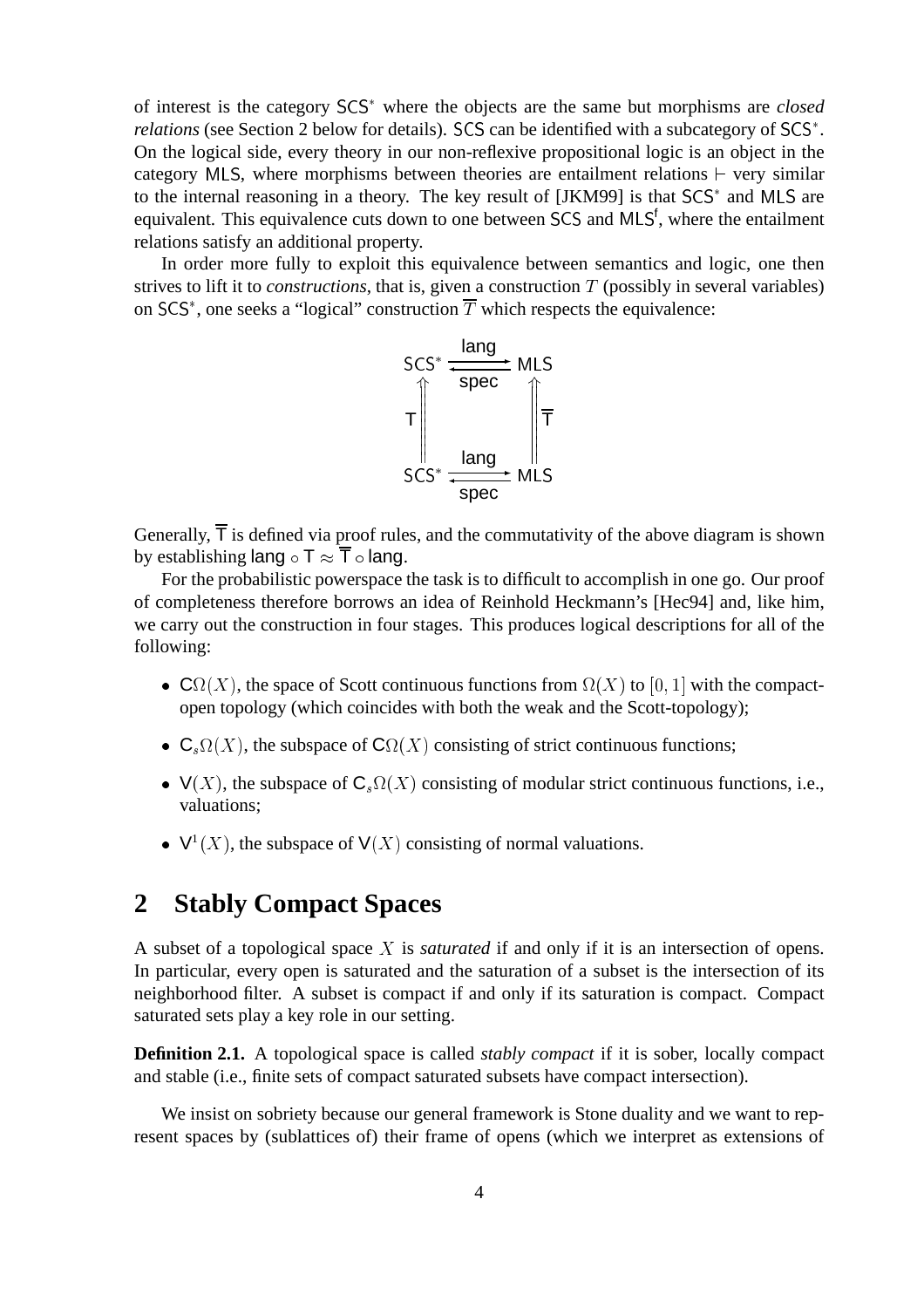of interest is the category $\mathsf{SCS}^*$ where the objects are the same but morphisms are *closed relations* (see Section 2 below for details). $\mathsf{SCS}$ can be identified with a subcategory of $\mathsf{SCS}^*$. On the logical side, every theory in our non-reflexive propositional logic is an object in the category $\mathsf{MLS}$, where morphisms between theories are entailment relations $\vdash$ very similar to the internal reasoning in a theory. The key result of [JKM99] is that $\mathsf{SCS}^*$ and $\mathsf{MLS}$ are equivalent. This equivalence cuts down to one between $\mathsf{SCS}$ and $\mathsf{MLS}^{\mathsf{f}}$, where the entailment relations satisfy an additional property.

In order more fully to exploit this equivalence between semantics and logic, one then strives to lift it to *constructions*, that is, given a construction $T$ (possibly in several variables) on $\mathsf{SCS}^*$, one seeks a "logical" construction $\overline{T}$ which respects the equivalence:

$$\begin{array}{ccc}
\mathsf{SCS}^* & \underset{\mathsf{spec}}{\overset{\mathsf{lang}}{\rightleftarrows}} & \mathsf{MLS} \\
\Uparrow \mathsf{T} & & \Uparrow \overline{\mathsf{T}} \\
\mathsf{SCS}^* & \underset{\mathsf{spec}}{\overset{\mathsf{lang}}{\rightleftarrows}} & \mathsf{MLS}
\end{array}$$

Generally, $\overline{\mathsf{T}}$ is defined via proof rules, and the commutativity of the above diagram is shown by establishing $\mathsf{lang} \circ \mathsf{T} \approx \overline{\mathsf{T}} \circ \mathsf{lang}$.

For the probabilistic powerspace the task is to difficult to accomplish in one go. Our proof of completeness therefore borrows an idea of Reinhold Heckmann's [Hec94] and, like him, we carry out the construction in four stages. This produces logical descriptions for all of the following:

- $\mathsf{C}\Omega(X)$, the space of Scott continuous functions from $\Omega(X)$ to $[0,1]$ with the compact-open topology (which coincides with both the weak and the Scott-topology);
- $\mathsf{C}_s\Omega(X)$, the subspace of $\mathsf{C}\Omega(X)$ consisting of strict continuous functions;
- $\mathsf{V}(X)$, the subspace of $\mathsf{C}_s\Omega(X)$ consisting of modular strict continuous functions, i.e., valuations;
- $\mathsf{V}^1(X)$, the subspace of $\mathsf{V}(X)$ consisting of normal valuations.

## 2 Stably Compact Spaces

A subset of a topological space $X$ is *saturated* if and only if it is an intersection of opens. In particular, every open is saturated and the saturation of a subset is the intersection of its neighborhood filter. A subset is compact if and only if its saturation is compact. Compact saturated sets play a key role in our setting.

**Definition 2.1.** A topological space is called *stably compact* if it is sober, locally compact and stable (i.e., finite sets of compact saturated subsets have compact intersection).

We insist on sobriety because our general framework is Stone duality and we want to represent spaces by (sublattices of) their frame of opens (which we interpret as extensions of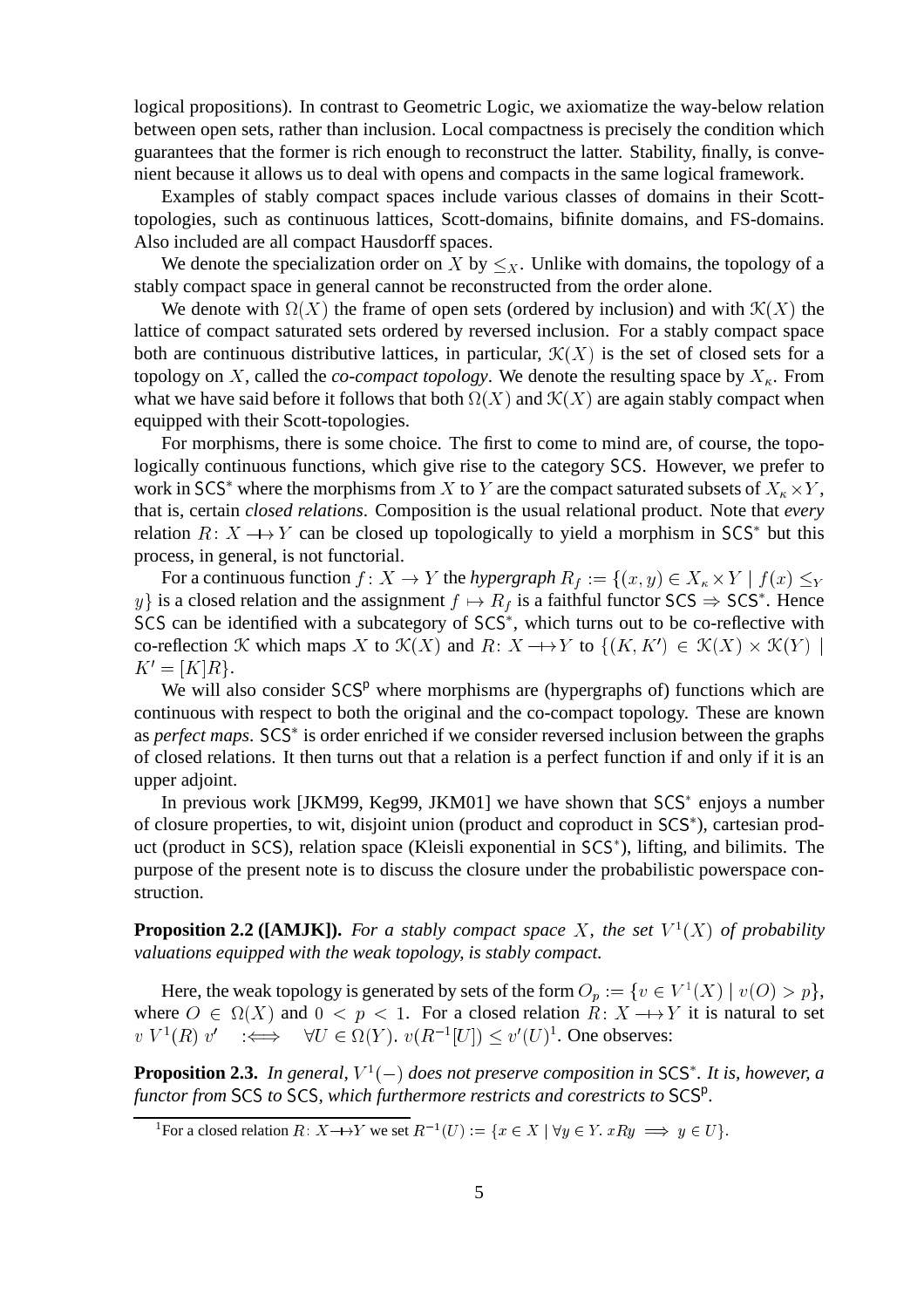logical propositions). In contrast to Geometric Logic, we axiomatize the way-below relation between open sets, rather than inclusion. Local compactness is precisely the condition which guarantees that the former is rich enough to reconstruct the latter. Stability, finally, is convenient because it allows us to deal with opens and compacts in the same logical framework.

Examples of stably compact spaces include various classes of domains in their Scott-topologies, such as continuous lattices, Scott-domains, bifinite domains, and FS-domains. Also included are all compact Hausdorff spaces.

We denote the specialization order on $X$ by $\leq_X$. Unlike with domains, the topology of a stably compact space in general cannot be reconstructed from the order alone.

We denote with $\Omega(X)$ the frame of open sets (ordered by inclusion) and with $\mathcal{K}(X)$ the lattice of compact saturated sets ordered by reversed inclusion. For a stably compact space both are continuous distributive lattices, in particular, $\mathcal{K}(X)$ is the set of closed sets for a topology on $X$, called the *co-compact topology*. We denote the resulting space by $X_\kappa$. From what we have said before it follows that both $\Omega(X)$ and $\mathcal{K}(X)$ are again stably compact when equipped with their Scott-topologies.

For morphisms, there is some choice. The first to come to mind are, of course, the topologically continuous functions, which give rise to the category $\mathsf{SCS}$. However, we prefer to work in $\mathsf{SCS}^*$ where the morphisms from $X$ to $Y$ are the compact saturated subsets of $X_\kappa \times Y$, that is, certain *closed relations*. Composition is the usual relational product. Note that *every* relation $R\colon X \twoheadrightarrow Y$ can be closed up topologically to yield a morphism in $\mathsf{SCS}^*$ but this process, in general, is not functorial.

For a continuous function $f\colon X \to Y$ the *hypergraph* $R_f := \{(x, y) \in X_\kappa \times Y \mid f(x) \leq_Y y\}$ is a closed relation and the assignment $f \mapsto R_f$ is a faithful functor $\mathsf{SCS} \Rightarrow \mathsf{SCS}^*$. Hence $\mathsf{SCS}$ can be identified with a subcategory of $\mathsf{SCS}^*$, which turns out to be co-reflective with co-reflection $\mathcal{K}$ which maps $X$ to $\mathcal{K}(X)$ and $R\colon X \twoheadrightarrow Y$ to $\{(K, K') \in \mathcal{K}(X) \times \mathcal{K}(Y) \mid K' = [K]R\}$.

We will also consider $\mathsf{SCS}^\mathsf{p}$ where morphisms are (hypergraphs of) functions which are continuous with respect to both the original and the co-compact topology. These are known as *perfect maps*. $\mathsf{SCS}^*$ is order enriched if we consider reversed inclusion between the graphs of closed relations. It then turns out that a relation is a perfect function if and only if it is an upper adjoint.

In previous work [JKM99, Keg99, JKM01] we have shown that $\mathsf{SCS}^*$ enjoys a number of closure properties, to wit, disjoint union (product and coproduct in $\mathsf{SCS}^*$), cartesian product (product in $\mathsf{SCS}$), relation space (Kleisli exponential in $\mathsf{SCS}^*$), lifting, and bilimits. The purpose of the present note is to discuss the closure under the probabilistic powerspace construction.

**Proposition 2.2 ([AMJK]).** *For a stably compact space $X$, the set $V^1(X)$ of probability valuations equipped with the weak topology, is stably compact.*

Here, the weak topology is generated by sets of the form $O_p := \{v \in V^1(X) \mid v(O) > p\}$, where $O \in \Omega(X)$ and $0 < p < 1$. For a closed relation $R\colon X \twoheadrightarrow Y$ it is natural to set $v\ V^1(R)\ v' \quad :\Longleftrightarrow \quad \forall U \in \Omega(Y).\ v(R^{-1}[U]) \leq v'(U)$[1]. One observes:

**Proposition 2.3.** *In general, $V^1(-)$ does not preserve composition in $\mathsf{SCS}^*$. It is, however, a functor from $\mathsf{SCS}$ to $\mathsf{SCS}$, which furthermore restricts and corestricts to $\mathsf{SCS}^\mathsf{p}$.*

---

[1] For a closed relation $R\colon X \twoheadrightarrow Y$ we set $R^{-1}(U) := \{x \in X \mid \forall y \in Y.\ xRy \implies y \in U\}$.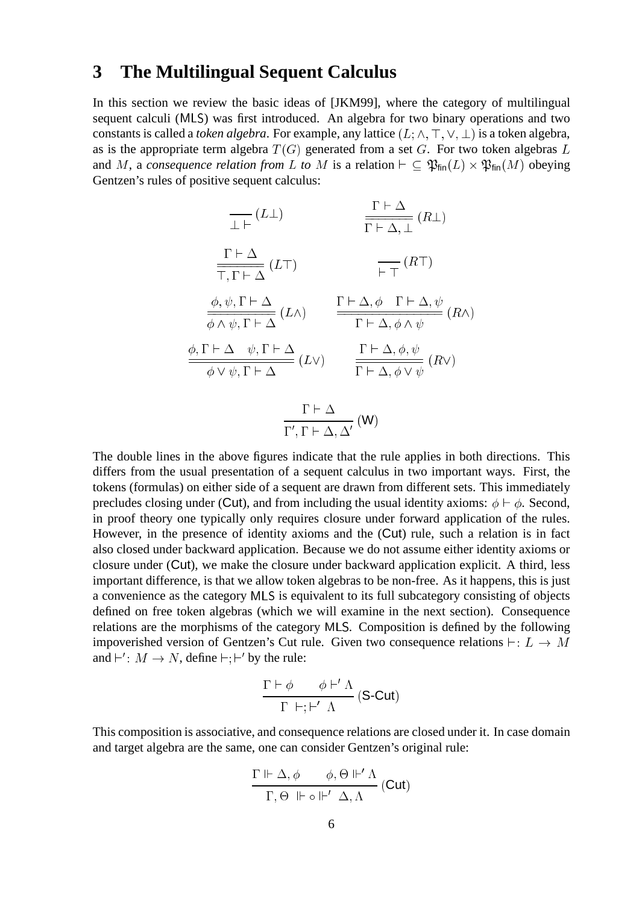## 3 The Multilingual Sequent Calculus

In this section we review the basic ideas of [JKM99], where the category of multilingual sequent calculi (MLS) was first introduced. An algebra for two binary operations and two constants is called a *token algebra*. For example, any lattice $(L; \wedge, \top, \vee, \bot)$ is a token algebra, as is the appropriate term algebra $T(G)$ generated from a set $G$. For two token algebras $L$ and $M$, a *consequence relation from $L$ to $M$* is a relation $\vdash \subseteq \mathfrak{P}_{\mathsf{fin}}(L) \times \mathfrak{P}_{\mathsf{fin}}(M)$ obeying Gentzen's rules of positive sequent calculus:

$$\frac{}{\bot \vdash}\,(L\bot) \qquad\qquad \frac{\Gamma \vdash \Delta}{\Gamma \vdash \Delta, \bot}\,(R\bot)$$

$$\frac{\Gamma \vdash \Delta}{\top, \Gamma \vdash \Delta}\,(L\top) \qquad\qquad \frac{}{\vdash \top}\,(R\top)$$

$$\frac{\phi, \psi, \Gamma \vdash \Delta}{\phi \wedge \psi, \Gamma \vdash \Delta}\,(L\wedge) \qquad\qquad \frac{\Gamma \vdash \Delta, \phi \quad \Gamma \vdash \Delta, \psi}{\Gamma \vdash \Delta, \phi \wedge \psi}\,(R\wedge)$$

$$\frac{\phi, \Gamma \vdash \Delta \quad \psi, \Gamma \vdash \Delta}{\phi \vee \psi, \Gamma \vdash \Delta}\,(L\vee) \qquad\qquad \frac{\Gamma \vdash \Delta, \phi, \psi}{\Gamma \vdash \Delta, \phi \vee \psi}\,(R\vee)$$

$$\frac{\Gamma \vdash \Delta}{\Gamma', \Gamma \vdash \Delta, \Delta'}\,(\mathsf{W})$$

The double lines in the above figures indicate that the rule applies in both directions. This differs from the usual presentation of a sequent calculus in two important ways. First, the tokens (formulas) on either side of a sequent are drawn from different sets. This immediately precludes closing under (Cut), and from including the usual identity axioms: $\phi \vdash \phi$. Second, in proof theory one typically only requires closure under forward application of the rules. However, in the presence of identity axioms and the (Cut) rule, such a relation is in fact also closed under backward application. Because we do not assume either identity axioms or closure under (Cut), we make the closure under backward application explicit. A third, less important difference, is that we allow token algebras to be non-free. As it happens, this is just a convenience as the category MLS is equivalent to its full subcategory consisting of objects defined on free token algebras (which we will examine in the next section). Consequence relations are the morphisms of the category MLS. Composition is defined by the following impoverished version of Gentzen's Cut rule. Given two consequence relations $\vdash : L \to M$ and $\vdash' : M \to N$, define $\vdash ; \vdash'$ by the rule:

$$\frac{\Gamma \vdash \phi \qquad \phi \vdash' \Lambda}{\Gamma \ \vdash ; \vdash' \ \Lambda}\,(\mathsf{S\text{-}Cut})$$

This composition is associative, and consequence relations are closed under it. In case domain and target algebra are the same, one can consider Gentzen's original rule:

$$\frac{\Gamma \Vdash \Delta, \phi \qquad \phi, \Theta \Vdash' \Lambda}{\Gamma, \Theta \ \Vdash \circ \Vdash' \ \Delta, \Lambda}\,(\mathsf{Cut})$$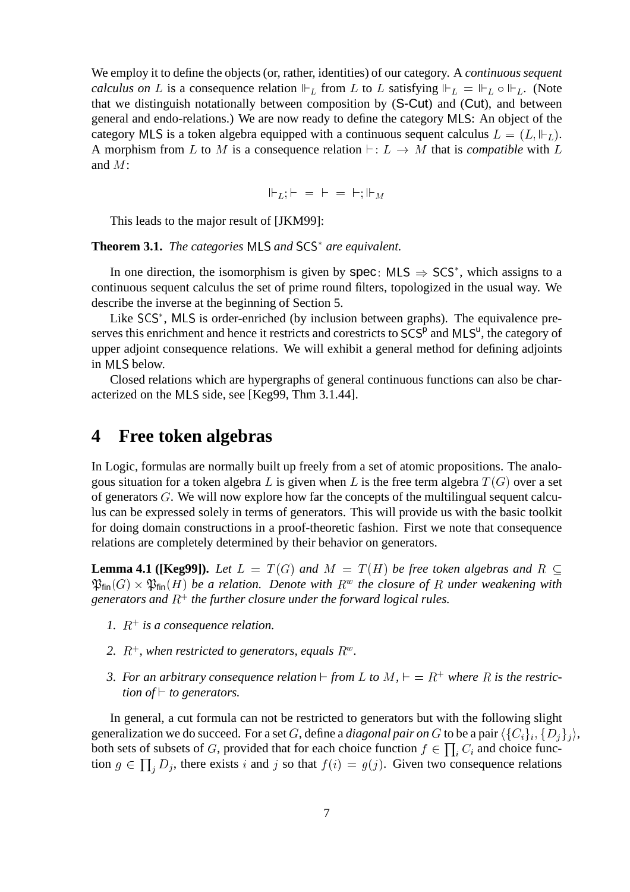We employ it to define the objects (or, rather, identities) of our category. A *continuous sequent calculus on* $L$ is a consequence relation $\Vdash_L$ from $L$ to $L$ satisfying $\Vdash_L \,=\, \Vdash_L \circ \Vdash_L$. (Note that we distinguish notationally between composition by (S-Cut) and (Cut), and between general and endo-relations.) We are now ready to define the category MLS: An object of the category MLS is a token algebra equipped with a continuous sequent calculus $L = (L, \Vdash_L)$. A morphism from $L$ to $M$ is a consequence relation $\vdash : L \to M$ that is *compatible* with $L$ and $M$:

$$\Vdash_L ; \vdash \;=\; \vdash \;=\; \vdash ; \Vdash_M$$

This leads to the major result of [JKM99]:

**Theorem 3.1.** *The categories* MLS *and* $\mathsf{SCS}^*$ *are equivalent.*

In one direction, the isomorphism is given by $\mathsf{spec}\colon \mathsf{MLS} \Rightarrow \mathsf{SCS}^*$, which assigns to a continuous sequent calculus the set of prime round filters, topologized in the usual way. We describe the inverse at the beginning of Section 5.

Like $\mathsf{SCS}^*$, MLS is order-enriched (by inclusion between graphs). The equivalence preserves this enrichment and hence it restricts and corestricts to $\mathsf{SCS}^{\mathsf{p}}$ and $\mathsf{MLS}^{\mathsf{u}}$, the category of upper adjoint consequence relations. We will exhibit a general method for defining adjoints in MLS below.

Closed relations which are hypergraphs of general continuous functions can also be characterized on the MLS side, see [Keg99, Thm 3.1.44].

# 4 Free token algebras

In Logic, formulas are normally built up freely from a set of atomic propositions. The analogous situation for a token algebra $L$ is given when $L$ is the free term algebra $T(G)$ over a set of generators $G$. We will now explore how far the concepts of the multilingual sequent calculus can be expressed solely in terms of generators. This will provide us with the basic toolkit for doing domain constructions in a proof-theoretic fashion. First we note that consequence relations are completely determined by their behavior on generators.

**Lemma 4.1 ([Keg99]).** *Let* $L = T(G)$ *and* $M = T(H)$ *be free token algebras and* $R \subseteq \mathfrak{P}_{\mathsf{fin}}(G) \times \mathfrak{P}_{\mathsf{fin}}(H)$ *be a relation. Denote with* $R^w$ *the closure of* $R$ *under weakening with generators and* $R^+$ *the further closure under the forward logical rules.*

1. $R^+$ *is a consequence relation.*
2. $R^+$*, when restricted to generators, equals* $R^w$*.*
3. *For an arbitrary consequence relation* $\vdash$ *from* $L$ *to* $M$*,* $\vdash \,=\, R^+$ *where* $R$ *is the restriction of* $\vdash$ *to generators.*

In general, a cut formula can not be restricted to generators but with the following slight generalization we do succeed. For a set $G$, define a *diagonal pair on* $G$ to be a pair $\langle \{C_i\}_i, \{D_j\}_j \rangle$, both sets of subsets of $G$, provided that for each choice function $f \in \prod_i C_i$ and choice function $g \in \prod_j D_j$, there exists $i$ and $j$ so that $f(i) = g(j)$. Given two consequence relations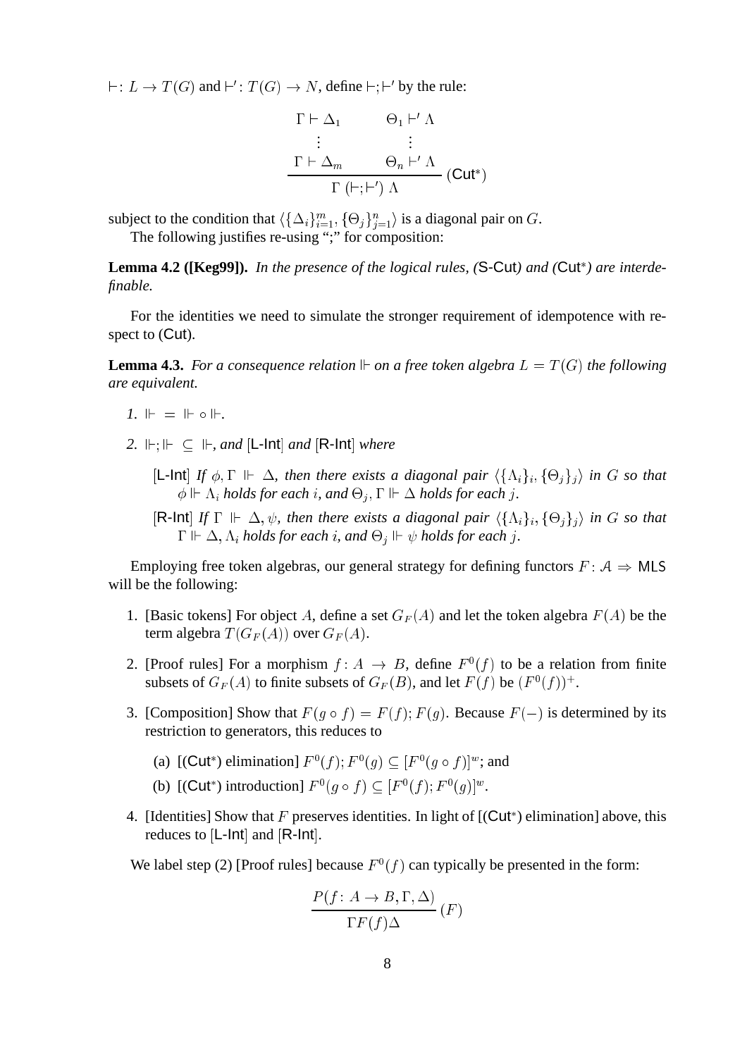$\vdash : L \to T(G)$ and $\vdash' : T(G) \to N$, define $\vdash ; \vdash'$ by the rule:

$$\frac{\begin{array}{cc} \Gamma \vdash \Delta_1 & \Theta_1 \vdash' \Lambda \\ \vdots & \vdots \\ \Gamma \vdash \Delta_m & \Theta_n \vdash' \Lambda \end{array}}{\Gamma \ (\vdash ; \vdash') \ \Lambda} \ (\mathsf{Cut}^*)$$

subject to the condition that $\langle \{\Delta_i\}_{i=1}^m, \{\Theta_j\}_{j=1}^n \rangle$ is a diagonal pair on $G$.

The following justifies re-using ";" for composition:

**Lemma 4.2 ([Keg99]).** *In the presence of the logical rules, (*$\mathsf{S\text{-}Cut}$*) and (*$\mathsf{Cut}^*$*) are interdefinable.*

For the identities we need to simulate the stronger requirement of idempotence with respect to ($\mathsf{Cut}$).

**Lemma 4.3.** *For a consequence relation $\Vdash$ on a free token algebra $L = T(G)$ the following are equivalent.*

1. $\Vdash \; = \; \Vdash \circ \Vdash$.
2. $\Vdash ; \Vdash \; \subseteq \; \Vdash$, *and* [$\mathsf{L\text{-}Int}$] *and* [$\mathsf{R\text{-}Int}$] *where*

   [$\mathsf{L\text{-}Int}$] *If $\phi, \Gamma \Vdash \Delta$, then there exists a diagonal pair $\langle \{\Lambda_i\}_i, \{\Theta_j\}_j \rangle$ in $G$ so that $\phi \Vdash \Lambda_i$ holds for each $i$, and $\Theta_j, \Gamma \Vdash \Delta$ holds for each $j$.*

   [$\mathsf{R\text{-}Int}$] *If $\Gamma \Vdash \Delta, \psi$, then there exists a diagonal pair $\langle \{\Lambda_i\}_i, \{\Theta_j\}_j \rangle$ in $G$ so that $\Gamma \Vdash \Delta, \Lambda_i$ holds for each $i$, and $\Theta_j \Vdash \psi$ holds for each $j$.*

Employing free token algebras, our general strategy for defining functors $F : \mathcal{A} \Rightarrow \mathsf{MLS}$ will be the following:

1. [Basic tokens] For object $A$, define a set $G_F(A)$ and let the token algebra $F(A)$ be the term algebra $T(G_F(A))$ over $G_F(A)$.
2. [Proof rules] For a morphism $f : A \to B$, define $F^0(f)$ to be a relation from finite subsets of $G_F(A)$ to finite subsets of $G_F(B)$, and let $F(f)$ be $(F^0(f))^+$.
3. [Composition] Show that $F(g \circ f) = F(f); F(g)$. Because $F(-)$ is determined by its restriction to generators, this reduces to
   (a) [($\mathsf{Cut}^*$) elimination] $F^0(f); F^0(g) \subseteq [F^0(g \circ f)]^w$; and
   (b) [($\mathsf{Cut}^*$) introduction] $F^0(g \circ f) \subseteq [F^0(f); F^0(g)]^w$.
4. [Identities] Show that $F$ preserves identities. In light of [($\mathsf{Cut}^*$) elimination] above, this reduces to [$\mathsf{L\text{-}Int}$] and [$\mathsf{R\text{-}Int}$].

We label step (2) [Proof rules] because $F^0(f)$ can typically be presented in the form:

$$\frac{P(f : A \to B, \Gamma, \Delta)}{\Gamma F(f) \Delta} \ (F)$$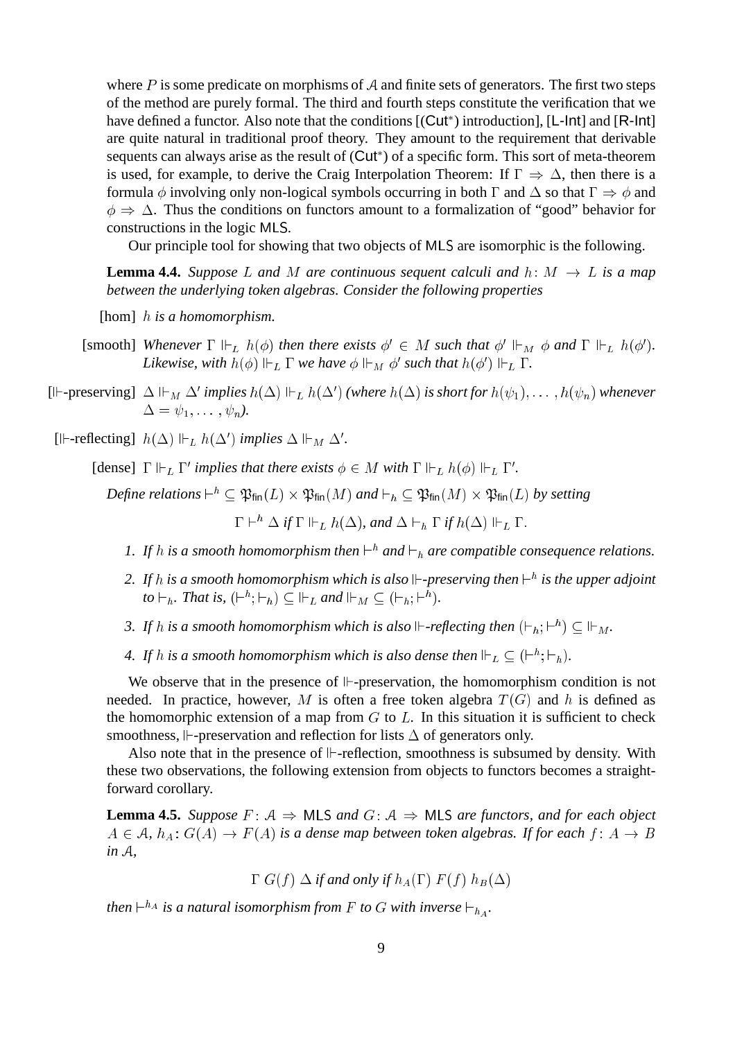where $P$ is some predicate on morphisms of $\mathcal{A}$ and finite sets of generators. The first two steps of the method are purely formal. The third and fourth steps constitute the verification that we have defined a functor. Also note that the conditions [($\mathsf{Cut}^*$) introduction], [L-Int] and [R-Int] are quite natural in traditional proof theory. They amount to the requirement that derivable sequents can always arise as the result of ($\mathsf{Cut}^*$) of a specific form. This sort of meta-theorem is used, for example, to derive the Craig Interpolation Theorem: If $\Gamma \Rightarrow \Delta$, then there is a formula $\phi$ involving only non-logical symbols occurring in both $\Gamma$ and $\Delta$ so that $\Gamma \Rightarrow \phi$ and $\phi \Rightarrow \Delta$. Thus the conditions on functors amount to a formalization of "good" behavior for constructions in the logic MLS.

Our principle tool for showing that two objects of MLS are isomorphic is the following.

**Lemma 4.4.** *Suppose $L$ and $M$ are continuous sequent calculi and $h \colon M \to L$ is a map between the underlying token algebras. Consider the following properties*

[hom] *$h$ is a homomorphism.*

[smooth] *Whenever $\Gamma \Vdash_L h(\phi)$ then there exists $\phi' \in M$ such that $\phi' \Vdash_M \phi$ and $\Gamma \Vdash_L h(\phi')$. Likewise, with $h(\phi) \Vdash_L \Gamma$ we have $\phi \Vdash_M \phi'$ such that $h(\phi') \Vdash_L \Gamma$.*

[$\Vdash$-preserving] *$\Delta \Vdash_M \Delta'$ implies $h(\Delta) \Vdash_L h(\Delta')$ (where $h(\Delta)$ is short for $h(\psi_1), \ldots, h(\psi_n)$ whenever $\Delta = \psi_1, \ldots, \psi_n$).*

[$\Vdash$-reflecting] *$h(\Delta) \Vdash_L h(\Delta')$ implies $\Delta \Vdash_M \Delta'$.*

[dense] *$\Gamma \Vdash_L \Gamma'$ implies that there exists $\phi \in M$ with $\Gamma \Vdash_L h(\phi) \Vdash_L \Gamma'$.*

*Define relations $\vdash^h \subseteq \mathfrak{P}_{\mathsf{fin}}(L) \times \mathfrak{P}_{\mathsf{fin}}(M)$ and $\vdash_h \subseteq \mathfrak{P}_{\mathsf{fin}}(M) \times \mathfrak{P}_{\mathsf{fin}}(L)$ by setting*

$$\Gamma \vdash^h \Delta \textit{ if } \Gamma \Vdash_L h(\Delta), \textit{ and } \Delta \vdash_h \Gamma \textit{ if } h(\Delta) \Vdash_L \Gamma.$$

1. *If $h$ is a smooth homomorphism then $\vdash^h$ and $\vdash_h$ are compatible consequence relations.*
2. *If $h$ is a smooth homomorphism which is also $\Vdash$-preserving then $\vdash^h$ is the upper adjoint to $\vdash_h$. That is, $(\vdash^h; \vdash_h) \subseteq \Vdash_L$ and $\Vdash_M \subseteq (\vdash_h; \vdash^h)$.*
3. *If $h$ is a smooth homomorphism which is also $\Vdash$-reflecting then $(\vdash_h; \vdash^h) \subseteq \Vdash_M$.*
4. *If $h$ is a smooth homomorphism which is also dense then $\Vdash_L \subseteq (\vdash^h; \vdash_h)$.*

We observe that in the presence of $\Vdash$-preservation, the homomorphism condition is not needed. In practice, however, $M$ is often a free token algebra $T(G)$ and $h$ is defined as the homomorphic extension of a map from $G$ to $L$. In this situation it is sufficient to check smoothness, $\Vdash$-preservation and reflection for lists $\Delta$ of generators only.

Also note that in the presence of $\Vdash$-reflection, smoothness is subsumed by density. With these two observations, the following extension from objects to functors becomes a straightforward corollary.

**Lemma 4.5.** *Suppose $F \colon \mathcal{A} \Rightarrow \mathsf{MLS}$ and $G \colon \mathcal{A} \Rightarrow \mathsf{MLS}$ are functors, and for each object $A \in \mathcal{A}$, $h_A \colon G(A) \to F(A)$ is a dense map between token algebras. If for each $f \colon A \to B$ in $\mathcal{A}$,*

$$\Gamma \; G(f) \; \Delta \textit{ if and only if } h_A(\Gamma) \; F(f) \; h_B(\Delta)$$

*then $\vdash^{h_A}$ is a natural isomorphism from $F$ to $G$ with inverse $\vdash_{h_A}$.*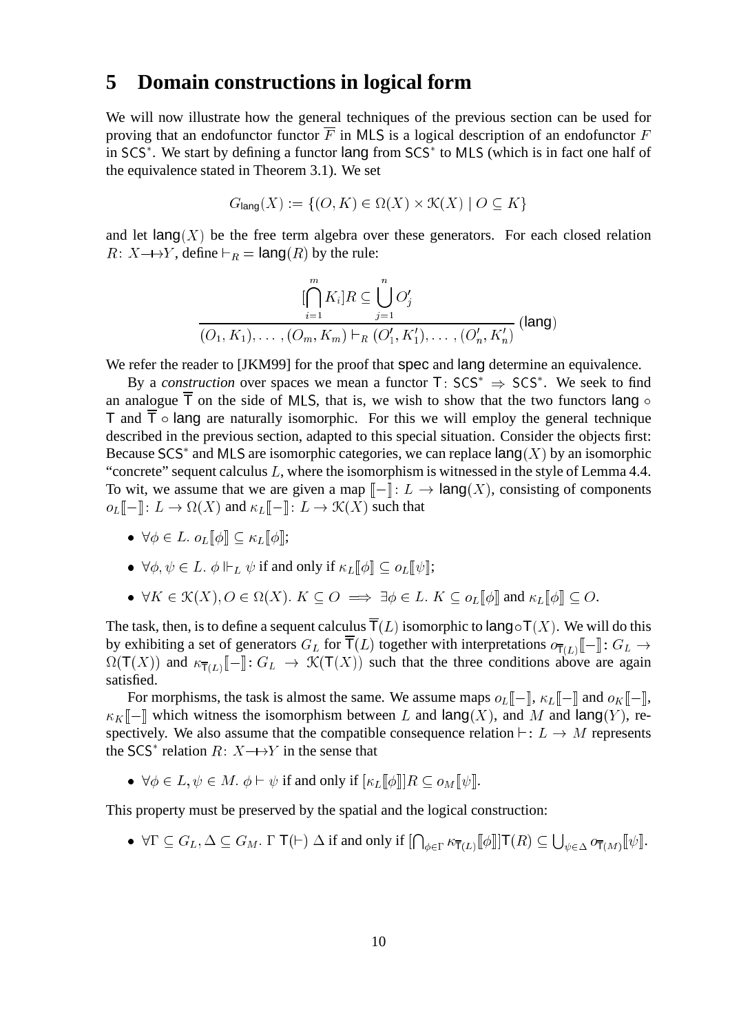# 5 Domain constructions in logical form

We will now illustrate how the general techniques of the previous section can be used for proving that an endofunctor functor $\overline{F}$ in $\mathsf{MLS}$ is a logical description of an endofunctor $F$ in $\mathsf{SCS}^*$. We start by defining a functor $\mathsf{lang}$ from $\mathsf{SCS}^*$ to $\mathsf{MLS}$ (which is in fact one half of the equivalence stated in Theorem 3.1). We set

$$G_{\mathsf{lang}}(X) := \{(O, K) \in \Omega(X) \times \mathcal{K}(X) \mid O \subseteq K\}$$

and let $\mathsf{lang}(X)$ be the free term algebra over these generators. For each closed relation $R\colon X \!-\!\!\!\mapsto\!\! Y$, define $\vdash_R = \mathsf{lang}(R)$ by the rule:

$$\frac{[\bigcap_{i=1}^{m} K_i]R \subseteq \bigcup_{j=1}^{n} O'_j}{(O_1, K_1), \ldots, (O_m, K_m) \vdash_R (O'_1, K'_1), \ldots, (O'_n, K'_n)}\ (\mathsf{lang})$$

We refer the reader to [JKM99] for the proof that $\mathsf{spec}$ and $\mathsf{lang}$ determine an equivalence.

By a *construction* over spaces we mean a functor $\mathsf{T}\colon \mathsf{SCS}^* \Rightarrow \mathsf{SCS}^*$. We seek to find an analogue $\overline{\mathsf{T}}$ on the side of $\mathsf{MLS}$, that is, we wish to show that the two functors $\mathsf{lang} \circ \mathsf{T}$ and $\overline{\mathsf{T}} \circ \mathsf{lang}$ are naturally isomorphic. For this we will employ the general technique described in the previous section, adapted to this special situation. Consider the objects first: Because $\mathsf{SCS}^*$ and $\mathsf{MLS}$ are isomorphic categories, we can replace $\mathsf{lang}(X)$ by an isomorphic "concrete" sequent calculus $L$, where the isomorphism is witnessed in the style of Lemma 4.4. To wit, we assume that we are given a map $[\![-]\!]\colon L \to \mathsf{lang}(X)$, consisting of components $o_L[\![-]\!]\colon L \to \Omega(X)$ and $\kappa_L[\![-]\!]\colon L \to \mathcal{K}(X)$ such that

- $\forall \phi \in L.\ o_L[\![\phi]\!] \subseteq \kappa_L[\![\phi]\!]$;
- $\forall \phi, \psi \in L.\ \phi \Vdash_L \psi$ if and only if $\kappa_L[\![\phi]\!] \subseteq o_L[\![\psi]\!]$;
- $\forall K \in \mathcal{K}(X), O \in \Omega(X).\ K \subseteq O \implies \exists \phi \in L.\ K \subseteq o_L[\![\phi]\!]$ and $\kappa_L[\![\phi]\!] \subseteq O$.

The task, then, is to define a sequent calculus $\overline{\mathsf{T}}(L)$ isomorphic to $\mathsf{lang}\circ\mathsf{T}(X)$. We will do this by exhibiting a set of generators $G_L$ for $\overline{\mathsf{T}}(L)$ together with interpretations $o_{\overline{\mathsf{T}}(L)}[\![-]\!]\colon G_L \to \Omega(\mathsf{T}(X))$ and $\kappa_{\overline{\mathsf{T}}(L)}[\![-]\!]\colon G_L \to \mathcal{K}(\mathsf{T}(X))$ such that the three conditions above are again satisfied.

For morphisms, the task is almost the same. We assume maps $o_L[\![-]\!]$, $\kappa_L[\![-]\!]$ and $o_K[\![-]\!]$, $\kappa_K[\![-]\!]$ which witness the isomorphism between $L$ and $\mathsf{lang}(X)$, and $M$ and $\mathsf{lang}(Y)$, respectively. We also assume that the compatible consequence relation $\vdash\colon L \to M$ represents the $\mathsf{SCS}^*$ relation $R\colon X \!-\!\!\!\mapsto\!\! Y$ in the sense that

- $\forall \phi \in L, \psi \in M.\ \phi \vdash \psi$ if and only if $[\kappa_L[\![\phi]\!]]R \subseteq o_M[\![\psi]\!]$.

This property must be preserved by the spatial and the logical construction:

- $\forall \Gamma \subseteq G_L, \Delta \subseteq G_M.\ \Gamma\ \mathsf{T}(\vdash)\ \Delta$ if and only if $[\bigcap_{\phi\in\Gamma} \kappa_{\overline{\mathsf{T}}(L)}[\![\phi]\!]]\mathsf{T}(R) \subseteq \bigcup_{\psi\in\Delta} o_{\overline{\mathsf{T}}(M)}[\![\psi]\!]$.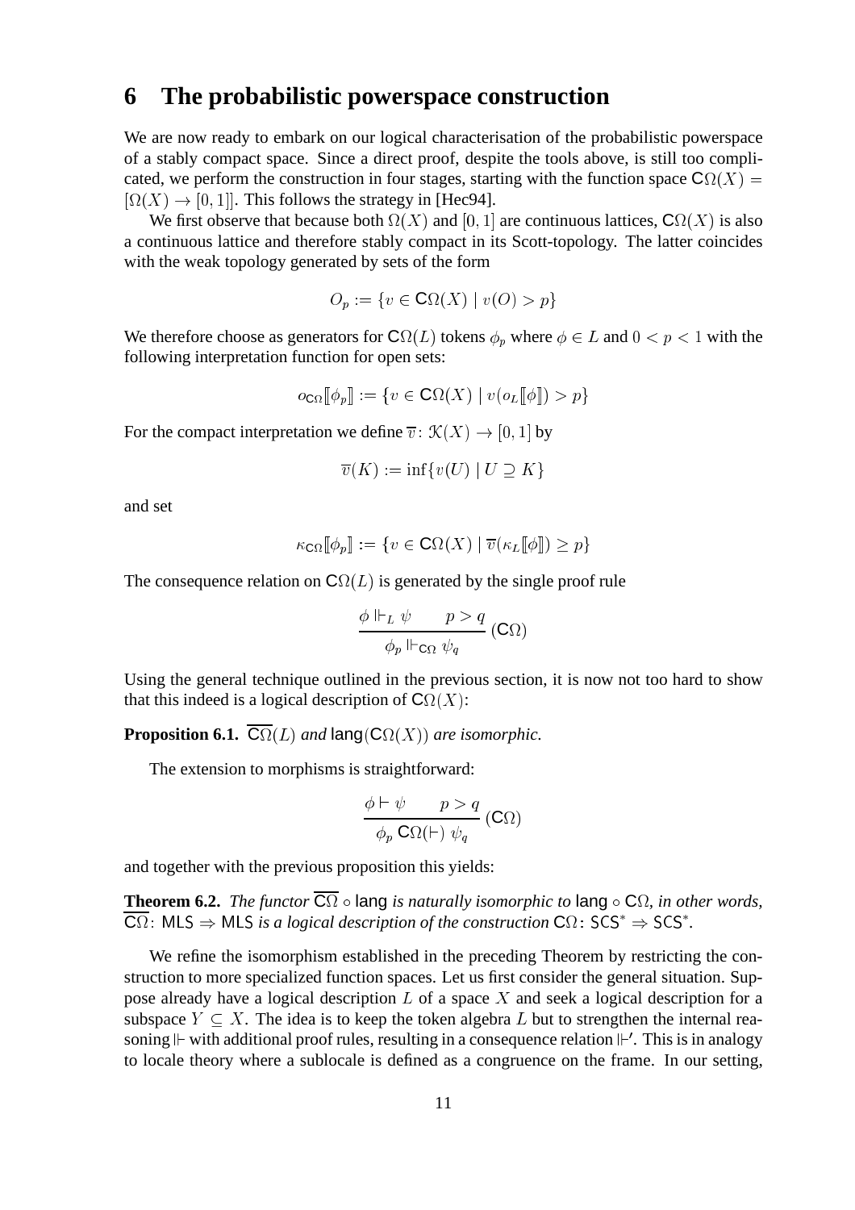## 6 The probabilistic powerspace construction

We are now ready to embark on our logical characterisation of the probabilistic powerspace of a stably compact space. Since a direct proof, despite the tools above, is still too complicated, we perform the construction in four stages, starting with the function space $\mathsf{C}\Omega(X) = [\Omega(X) \to [0,1]]$. This follows the strategy in [Hec94].

We first observe that because both $\Omega(X)$ and $[0,1]$ are continuous lattices, $\mathsf{C}\Omega(X)$ is also a continuous lattice and therefore stably compact in its Scott-topology. The latter coincides with the weak topology generated by sets of the form

$$O_p := \{v \in \mathsf{C}\Omega(X) \mid v(O) > p\}$$

We therefore choose as generators for $\mathsf{C}\Omega(L)$ tokens $\phi_p$ where $\phi \in L$ and $0 < p < 1$ with the following interpretation function for open sets:

$$o_{\mathsf{C}\Omega}[\![\phi_p]\!] := \{v \in \mathsf{C}\Omega(X) \mid v(o_L[\![\phi]\!]) > p\}$$

For the compact interpretation we define $\overline{v} \colon \mathcal{K}(X) \to [0,1]$ by

$$\overline{v}(K) := \inf\{v(U) \mid U \supseteq K\}$$

and set

$$\kappa_{\mathsf{C}\Omega}[\![\phi_p]\!] := \{v \in \mathsf{C}\Omega(X) \mid \overline{v}(\kappa_L[\![\phi]\!]) \geq p\}$$

The consequence relation on $\mathsf{C}\Omega(L)$ is generated by the single proof rule

$$\frac{\phi \Vdash_L \psi \qquad p > q}{\phi_p \Vdash_{\mathsf{C}\Omega} \psi_q}\ (\mathsf{C}\Omega)$$

Using the general technique outlined in the previous section, it is now not too hard to show that this indeed is a logical description of $\mathsf{C}\Omega(X)$:

**Proposition 6.1.** *$\overline{\mathsf{C}\Omega}(L)$ and $\mathsf{lang}(\mathsf{C}\Omega(X))$ are isomorphic.*

The extension to morphisms is straightforward:

$$\frac{\phi \vdash \psi \qquad p > q}{\phi_p\ \mathsf{C}\Omega(\vdash)\ \psi_q}\ (\mathsf{C}\Omega)$$

and together with the previous proposition this yields:

**Theorem 6.2.** *The functor $\overline{\mathsf{C}\Omega} \circ \mathsf{lang}$ is naturally isomorphic to $\mathsf{lang} \circ \mathsf{C}\Omega$, in other words, $\overline{\mathsf{C}\Omega} \colon \mathsf{MLS} \Rightarrow \mathsf{MLS}$ is a logical description of the construction $\mathsf{C}\Omega \colon \mathsf{SCS}^* \Rightarrow \mathsf{SCS}^*$.*

We refine the isomorphism established in the preceding Theorem by restricting the construction to more specialized function spaces. Let us first consider the general situation. Suppose already have a logical description $L$ of a space $X$ and seek a logical description for a subspace $Y \subseteq X$. The idea is to keep the token algebra $L$ but to strengthen the internal reasoning $\Vdash$ with additional proof rules, resulting in a consequence relation $\Vdash'$. This is in analogy to locale theory where a sublocale is defined as a congruence on the frame. In our setting,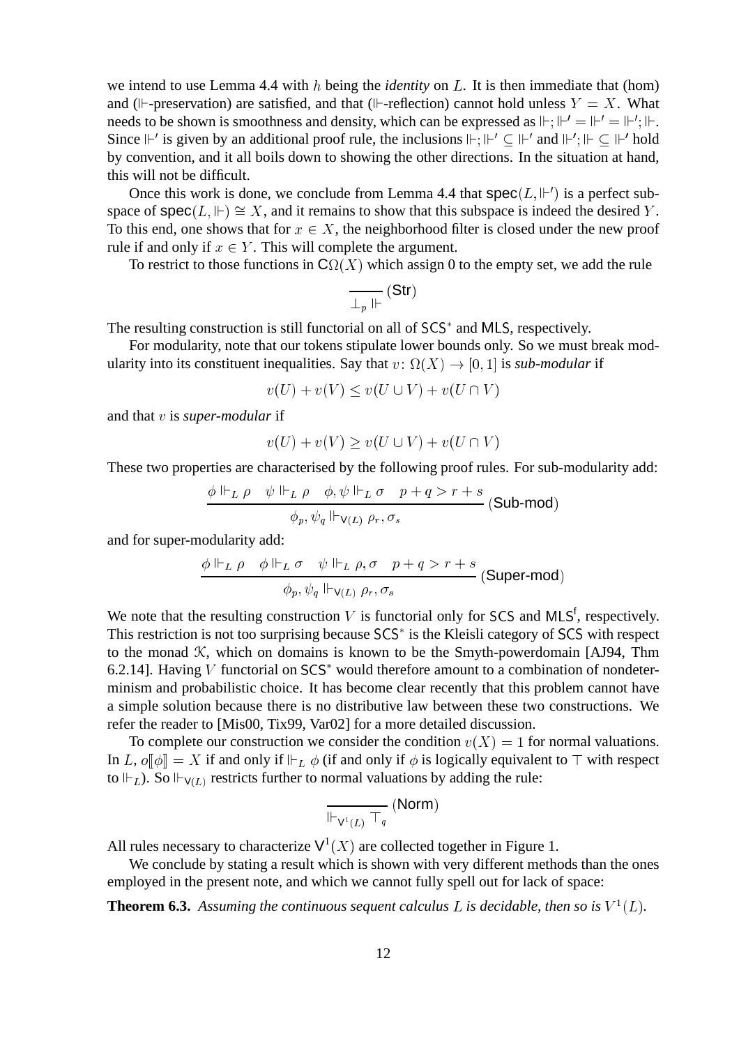we intend to use Lemma 4.4 with $h$ being the *identity* on $L$. It is then immediate that (hom) and ($\Vdash$-preservation) are satisfied, and that ($\Vdash$-reflection) cannot hold unless $Y = X$. What needs to be shown is smoothness and density, which can be expressed as $\Vdash ; \Vdash' = \Vdash' = \Vdash' ; \Vdash$. Since $\Vdash'$ is given by an additional proof rule, the inclusions $\Vdash ; \Vdash' \subseteq \Vdash'$ and $\Vdash' ; \Vdash \subseteq \Vdash'$ hold by convention, and it all boils down to showing the other directions. In the situation at hand, this will not be difficult.

Once this work is done, we conclude from Lemma 4.4 that $\mathsf{spec}(L, \Vdash')$ is a perfect subspace of $\mathsf{spec}(L, \Vdash) \cong X$, and it remains to show that this subspace is indeed the desired $Y$. To this end, one shows that for $x \in X$, the neighborhood filter is closed under the new proof rule if and only if $x \in Y$. This will complete the argument.

To restrict to those functions in $\mathsf{C}\Omega(X)$ which assign 0 to the empty set, we add the rule

$$\frac{}{\bot_p \Vdash} \,(\mathsf{Str})$$

The resulting construction is still functorial on all of $\mathsf{SCS}^*$ and $\mathsf{MLS}$, respectively.

For modularity, note that our tokens stipulate lower bounds only. So we must break modularity into its constituent inequalities. Say that $v\colon \Omega(X) \to [0,1]$ is *sub-modular* if

$$v(U) + v(V) \leq v(U \cup V) + v(U \cap V)$$

and that $v$ is *super-modular* if

$$v(U) + v(V) \geq v(U \cup V) + v(U \cap V)$$

These two properties are characterised by the following proof rules. For sub-modularity add:

$$\frac{\phi \Vdash_L \rho \quad \psi \Vdash_L \rho \quad \phi, \psi \Vdash_L \sigma \quad p + q > r + s}{\phi_p, \psi_q \Vdash_{\mathsf{V}(L)} \rho_r, \sigma_s} \,(\mathsf{Sub\text{-}mod})$$

and for super-modularity add:

$$\frac{\phi \Vdash_L \rho \quad \phi \Vdash_L \sigma \quad \psi \Vdash_L \rho, \sigma \quad p + q > r + s}{\phi_p, \psi_q \Vdash_{\mathsf{V}(L)} \rho_r, \sigma_s} \,(\mathsf{Super\text{-}mod})$$

We note that the resulting construction $V$ is functorial only for $\mathsf{SCS}$ and $\mathsf{MLS}^{\mathsf{f}}$, respectively. This restriction is not too surprising because $\mathsf{SCS}^*$ is the Kleisli category of $\mathsf{SCS}$ with respect to the monad $\mathcal{K}$, which on domains is known to be the Smyth-powerdomain [AJ94, Thm 6.2.14]. Having $V$ functorial on $\mathsf{SCS}^*$ would therefore amount to a combination of nondeterminism and probabilistic choice. It has become clear recently that this problem cannot have a simple solution because there is no distributive law between these two constructions. We refer the reader to [Mis00, Tix99, Var02] for a more detailed discussion.

To complete our construction we consider the condition $v(X) = 1$ for normal valuations. In $L$, $o[\![\phi]\!] = X$ if and only if $\Vdash_L \phi$ (if and only if $\phi$ is logically equivalent to $\top$ with respect to $\Vdash_L$). So $\Vdash_{\mathsf{V}(L)}$ restricts further to normal valuations by adding the rule:

$$\frac{}{\Vdash_{\mathsf{V}^1(L)} \top_q} \,(\mathsf{Norm})$$

All rules necessary to characterize $\mathsf{V}^1(X)$ are collected together in Figure 1.

We conclude by stating a result which is shown with very different methods than the ones employed in the present note, and which we cannot fully spell out for lack of space:

**Theorem 6.3.** *Assuming the continuous sequent calculus $L$ is decidable, then so is $V^1(L)$.*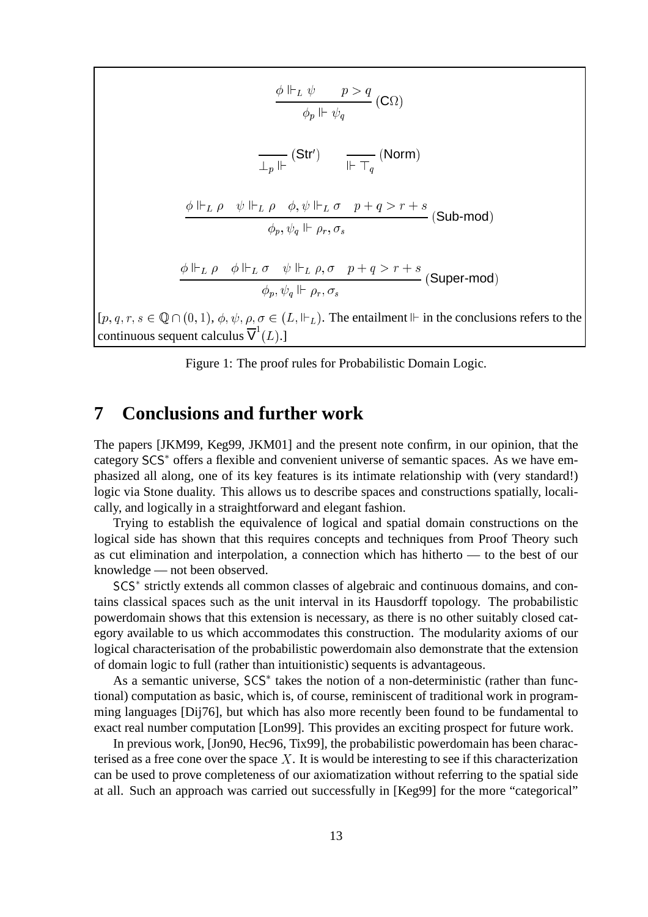$$\frac{\phi \Vdash_L \psi \qquad p > q}{\phi_p \Vdash \psi_q}\ (\mathsf{C}\Omega)$$

$$\frac{}{\bot_p \Vdash}\ (\mathsf{Str}') \qquad \frac{}{\Vdash \top_q}\ (\mathsf{Norm})$$

$$\frac{\phi \Vdash_L \rho \quad \psi \Vdash_L \rho \quad \phi, \psi \Vdash_L \sigma \quad p + q > r + s}{\phi_p, \psi_q \Vdash \rho_r, \sigma_s}\ (\mathsf{Sub\text{-}mod})$$

$$\frac{\phi \Vdash_L \rho \quad \phi \Vdash_L \sigma \quad \psi \Vdash_L \rho, \sigma \quad p + q > r + s}{\phi_p, \psi_q \Vdash \rho_r, \sigma_s}\ (\mathsf{Super\text{-}mod})$$

[$p, q, r, s \in \mathbb{Q} \cap (0, 1)$, $\phi, \psi, \rho, \sigma \in (L, \Vdash_L)$. The entailment $\Vdash$ in the conclusions refers to the continuous sequent calculus $\overline{\nabla}^1(L)$.]

Figure 1: The proof rules for Probabilistic Domain Logic.

## 7 Conclusions and further work

The papers [JKM99, Keg99, JKM01] and the present note confirm, in our opinion, that the category $\mathsf{SCS}^*$ offers a flexible and convenient universe of semantic spaces. As we have emphasized all along, one of its key features is its intimate relationship with (very standard!) logic via Stone duality. This allows us to describe spaces and constructions spatially, localically, and logically in a straightforward and elegant fashion.

Trying to establish the equivalence of logical and spatial domain constructions on the logical side has shown that this requires concepts and techniques from Proof Theory such as cut elimination and interpolation, a connection which has hitherto — to the best of our knowledge — not been observed.

$\mathsf{SCS}^*$ strictly extends all common classes of algebraic and continuous domains, and contains classical spaces such as the unit interval in its Hausdorff topology. The probabilistic powerdomain shows that this extension is necessary, as there is no other suitably closed category available to us which accommodates this construction. The modularity axioms of our logical characterisation of the probabilistic powerdomain also demonstrate that the extension of domain logic to full (rather than intuitionistic) sequents is advantageous.

As a semantic universe, $\mathsf{SCS}^*$ takes the notion of a non-deterministic (rather than functional) computation as basic, which is, of course, reminiscent of traditional work in programming languages [Dij76], but which has also more recently been found to be fundamental to exact real number computation [Lon99]. This provides an exciting prospect for future work.

In previous work, [Jon90, Hec96, Tix99], the probabilistic powerdomain has been characterised as a free cone over the space $X$. It is would be interesting to see if this characterization can be used to prove completeness of our axiomatization without referring to the spatial side at all. Such an approach was carried out successfully in [Keg99] for the more "categorical"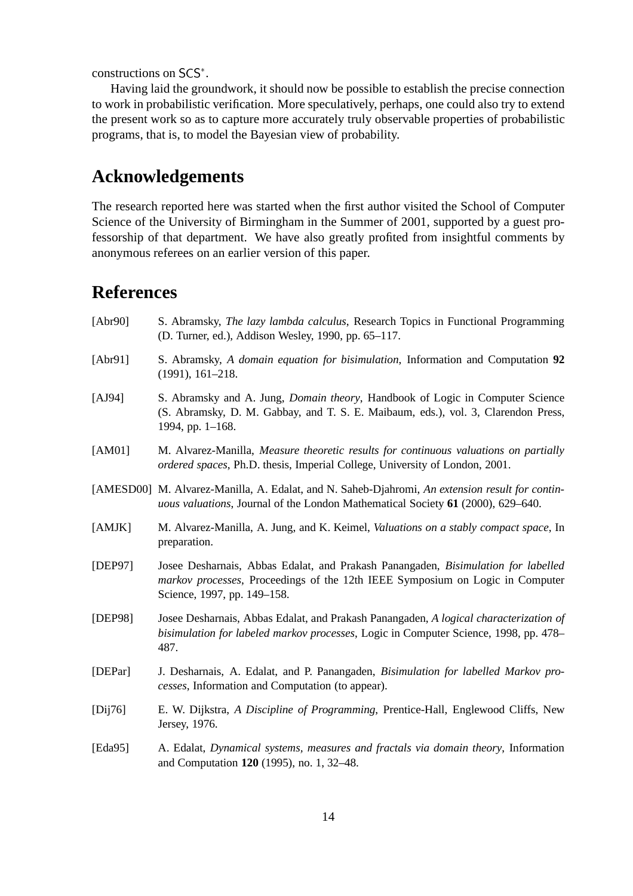constructions on $\mathsf{SCS}^*$.

Having laid the groundwork, it should now be possible to establish the precise connection to work in probabilistic verification. More speculatively, perhaps, one could also try to extend the present work so as to capture more accurately truly observable properties of probabilistic programs, that is, to model the Bayesian view of probability.

## Acknowledgements

The research reported here was started when the first author visited the School of Computer Science of the University of Birmingham in the Summer of 2001, supported by a guest professorship of that department. We have also greatly profited from insightful comments by anonymous referees on an earlier version of this paper.

## References

[Abr90] S. Abramsky, *The lazy lambda calculus*, Research Topics in Functional Programming (D. Turner, ed.), Addison Wesley, 1990, pp. 65–117.

[Abr91] S. Abramsky, *A domain equation for bisimulation*, Information and Computation **92** (1991), 161–218.

[AJ94] S. Abramsky and A. Jung, *Domain theory*, Handbook of Logic in Computer Science (S. Abramsky, D. M. Gabbay, and T. S. E. Maibaum, eds.), vol. 3, Clarendon Press, 1994, pp. 1–168.

[AM01] M. Alvarez-Manilla, *Measure theoretic results for continuous valuations on partially ordered spaces*, Ph.D. thesis, Imperial College, University of London, 2001.

[AMESD00] M. Alvarez-Manilla, A. Edalat, and N. Saheb-Djahromi, *An extension result for continuous valuations*, Journal of the London Mathematical Society **61** (2000), 629–640.

[AMJK] M. Alvarez-Manilla, A. Jung, and K. Keimel, *Valuations on a stably compact space*, In preparation.

[DEP97] Josee Desharnais, Abbas Edalat, and Prakash Panangaden, *Bisimulation for labelled markov processes*, Proceedings of the 12th IEEE Symposium on Logic in Computer Science, 1997, pp. 149–158.

[DEP98] Josee Desharnais, Abbas Edalat, and Prakash Panangaden, *A logical characterization of bisimulation for labeled markov processes*, Logic in Computer Science, 1998, pp. 478–487.

[DEPar] J. Desharnais, A. Edalat, and P. Panangaden, *Bisimulation for labelled Markov processes*, Information and Computation (to appear).

[Dij76] E. W. Dijkstra, *A Discipline of Programming*, Prentice-Hall, Englewood Cliffs, New Jersey, 1976.

[Eda95] A. Edalat, *Dynamical systems, measures and fractals via domain theory*, Information and Computation **120** (1995), no. 1, 32–48.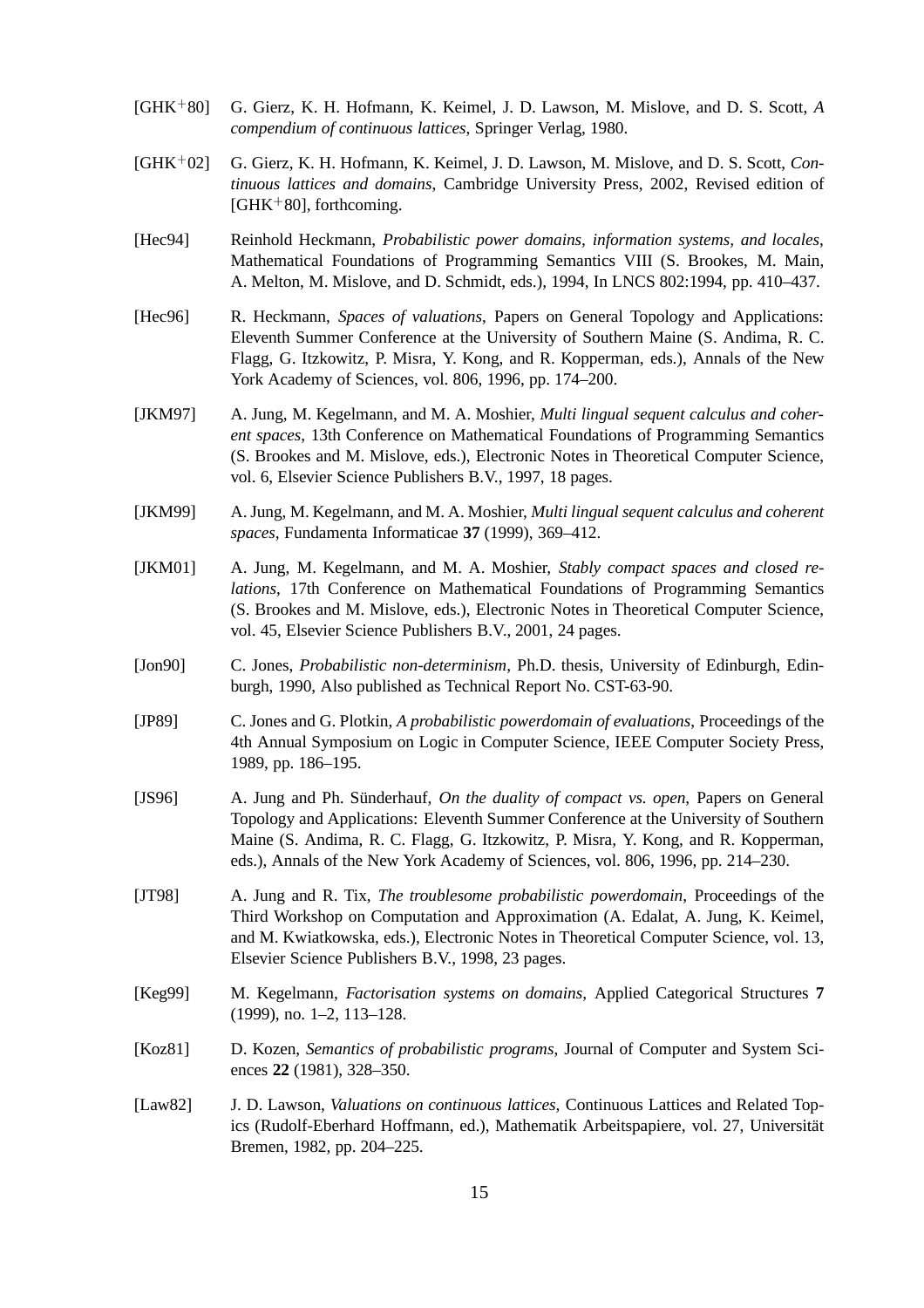[GHK+80] G. Gierz, K. H. Hofmann, K. Keimel, J. D. Lawson, M. Mislove, and D. S. Scott, *A compendium of continuous lattices*, Springer Verlag, 1980.

[GHK+02] G. Gierz, K. H. Hofmann, K. Keimel, J. D. Lawson, M. Mislove, and D. S. Scott, *Continuous lattices and domains*, Cambridge University Press, 2002, Revised edition of [GHK+80], forthcoming.

[Hec94] Reinhold Heckmann, *Probabilistic power domains, information systems, and locales*, Mathematical Foundations of Programming Semantics VIII (S. Brookes, M. Main, A. Melton, M. Mislove, and D. Schmidt, eds.), 1994, In LNCS 802:1994, pp. 410–437.

[Hec96] R. Heckmann, *Spaces of valuations*, Papers on General Topology and Applications: Eleventh Summer Conference at the University of Southern Maine (S. Andima, R. C. Flagg, G. Itzkowitz, P. Misra, Y. Kong, and R. Kopperman, eds.), Annals of the New York Academy of Sciences, vol. 806, 1996, pp. 174–200.

[JKM97] A. Jung, M. Kegelmann, and M. A. Moshier, *Multi lingual sequent calculus and coherent spaces*, 13th Conference on Mathematical Foundations of Programming Semantics (S. Brookes and M. Mislove, eds.), Electronic Notes in Theoretical Computer Science, vol. 6, Elsevier Science Publishers B.V., 1997, 18 pages.

[JKM99] A. Jung, M. Kegelmann, and M. A. Moshier, *Multi lingual sequent calculus and coherent spaces*, Fundamenta Informaticae **37** (1999), 369–412.

[JKM01] A. Jung, M. Kegelmann, and M. A. Moshier, *Stably compact spaces and closed relations*, 17th Conference on Mathematical Foundations of Programming Semantics (S. Brookes and M. Mislove, eds.), Electronic Notes in Theoretical Computer Science, vol. 45, Elsevier Science Publishers B.V., 2001, 24 pages.

[Jon90] C. Jones, *Probabilistic non-determinism*, Ph.D. thesis, University of Edinburgh, Edinburgh, 1990, Also published as Technical Report No. CST-63-90.

[JP89] C. Jones and G. Plotkin, *A probabilistic powerdomain of evaluations*, Proceedings of the 4th Annual Symposium on Logic in Computer Science, IEEE Computer Society Press, 1989, pp. 186–195.

[JS96] A. Jung and Ph. Sünderhauf, *On the duality of compact vs. open*, Papers on General Topology and Applications: Eleventh Summer Conference at the University of Southern Maine (S. Andima, R. C. Flagg, G. Itzkowitz, P. Misra, Y. Kong, and R. Kopperman, eds.), Annals of the New York Academy of Sciences, vol. 806, 1996, pp. 214–230.

[JT98] A. Jung and R. Tix, *The troublesome probabilistic powerdomain*, Proceedings of the Third Workshop on Computation and Approximation (A. Edalat, A. Jung, K. Keimel, and M. Kwiatkowska, eds.), Electronic Notes in Theoretical Computer Science, vol. 13, Elsevier Science Publishers B.V., 1998, 23 pages.

[Keg99] M. Kegelmann, *Factorisation systems on domains*, Applied Categorical Structures **7** (1999), no. 1–2, 113–128.

[Koz81] D. Kozen, *Semantics of probabilistic programs*, Journal of Computer and System Sciences **22** (1981), 328–350.

[Law82] J. D. Lawson, *Valuations on continuous lattices*, Continuous Lattices and Related Topics (Rudolf-Eberhard Hoffmann, ed.), Mathematik Arbeitspapiere, vol. 27, Universität Bremen, 1982, pp. 204–225.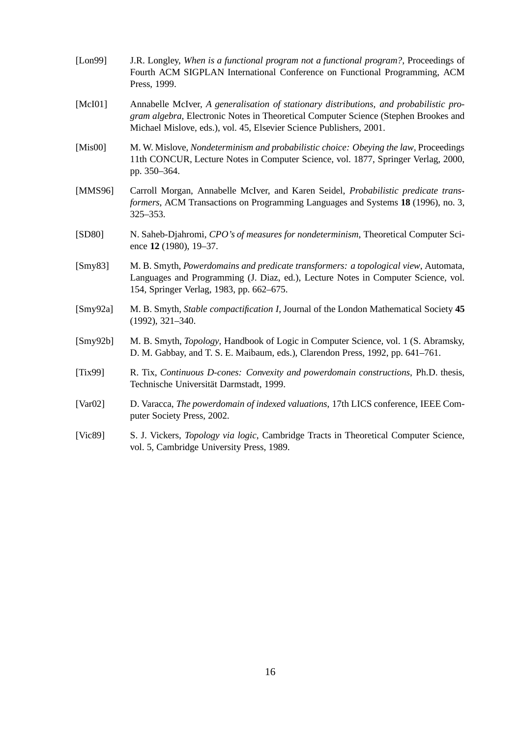[Lon99] J.R. Longley, *When is a functional program not a functional program?*, Proceedings of Fourth ACM SIGPLAN International Conference on Functional Programming, ACM Press, 1999.

[McI01] Annabelle McIver, *A generalisation of stationary distributions, and probabilistic program algebra*, Electronic Notes in Theoretical Computer Science (Stephen Brookes and Michael Mislove, eds.), vol. 45, Elsevier Science Publishers, 2001.

[Mis00] M. W. Mislove, *Nondeterminism and probabilistic choice: Obeying the law*, Proceedings 11th CONCUR, Lecture Notes in Computer Science, vol. 1877, Springer Verlag, 2000, pp. 350–364.

[MMS96] Carroll Morgan, Annabelle McIver, and Karen Seidel, *Probabilistic predicate transformers*, ACM Transactions on Programming Languages and Systems **18** (1996), no. 3, 325–353.

[SD80] N. Saheb-Djahromi, *CPO's of measures for nondeterminism*, Theoretical Computer Science **12** (1980), 19–37.

[Smy83] M. B. Smyth, *Powerdomains and predicate transformers: a topological view*, Automata, Languages and Programming (J. Diaz, ed.), Lecture Notes in Computer Science, vol. 154, Springer Verlag, 1983, pp. 662–675.

[Smy92a] M. B. Smyth, *Stable compactification I*, Journal of the London Mathematical Society **45** (1992), 321–340.

[Smy92b] M. B. Smyth, *Topology*, Handbook of Logic in Computer Science, vol. 1 (S. Abramsky, D. M. Gabbay, and T. S. E. Maibaum, eds.), Clarendon Press, 1992, pp. 641–761.

[Tix99] R. Tix, *Continuous D-cones: Convexity and powerdomain constructions*, Ph.D. thesis, Technische Universität Darmstadt, 1999.

[Var02] D. Varacca, *The powerdomain of indexed valuations*, 17th LICS conference, IEEE Computer Society Press, 2002.

[Vic89] S. J. Vickers, *Topology via logic*, Cambridge Tracts in Theoretical Computer Science, vol. 5, Cambridge University Press, 1989.